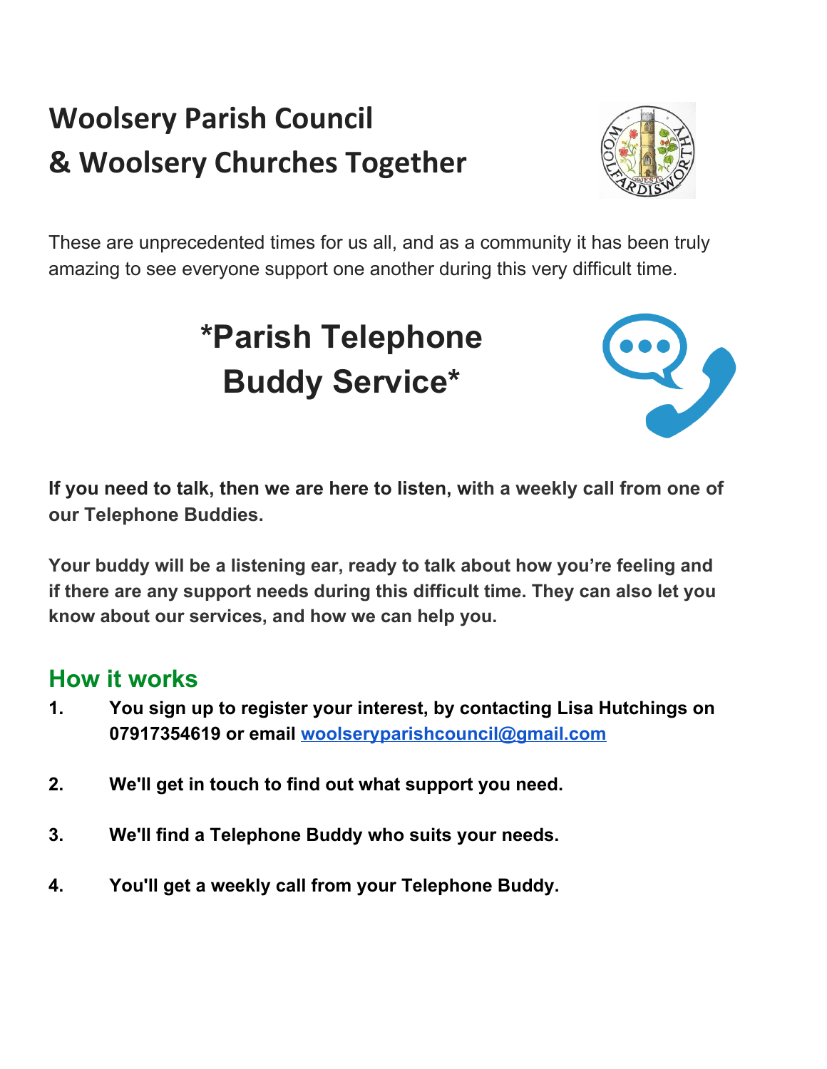# Woolsery Parish Council
# & Woolsery Churches Together

These are unprecedented times for us all, and as a community it has been truly amazing to see everyone support one another during this very difficult time.

## *Parish Telephone Buddy Service*

**If you need to talk, then we are here to listen, with a weekly call from one of our Telephone Buddies.**

**Your buddy will be a listening ear, ready to talk about how you're feeling and if there are any support needs during this difficult time. They can also let you know about our services, and how we can help you.**

### How it works

1. **You sign up to register your interest, by contacting Lisa Hutchings on 07917354619 or email woolseryparishcouncil@gmail.com**

2. **We'll get in touch to find out what support you need.**

3. **We'll find a Telephone Buddy who suits your needs.**

4. **You'll get a weekly call from your Telephone Buddy.**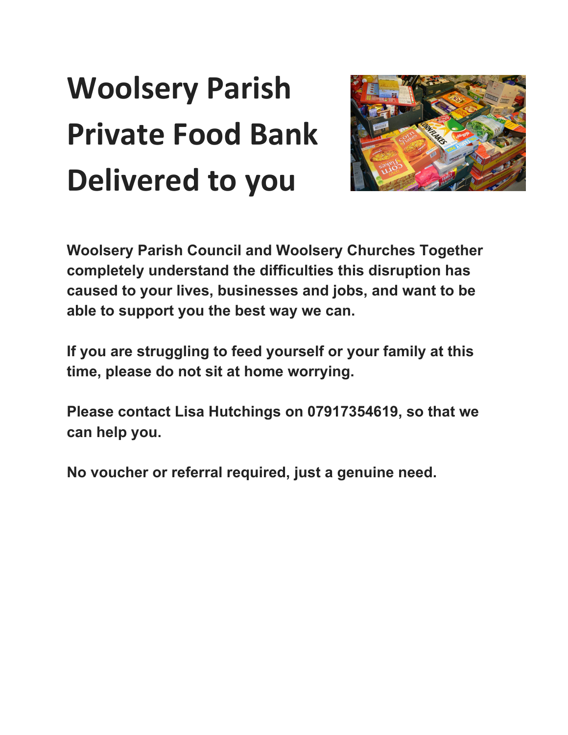# Woolsery Parish Private Food Bank Delivered to you

**Woolsery Parish Council and Woolsery Churches Together completely understand the difficulties this disruption has caused to your lives, businesses and jobs, and want to be able to support you the best way we can.**

**If you are struggling to feed yourself or your family at this time, please do not sit at home worrying.**

**Please contact Lisa Hutchings on 07917354619, so that we can help you.**

**No voucher or referral required, just a genuine need.**